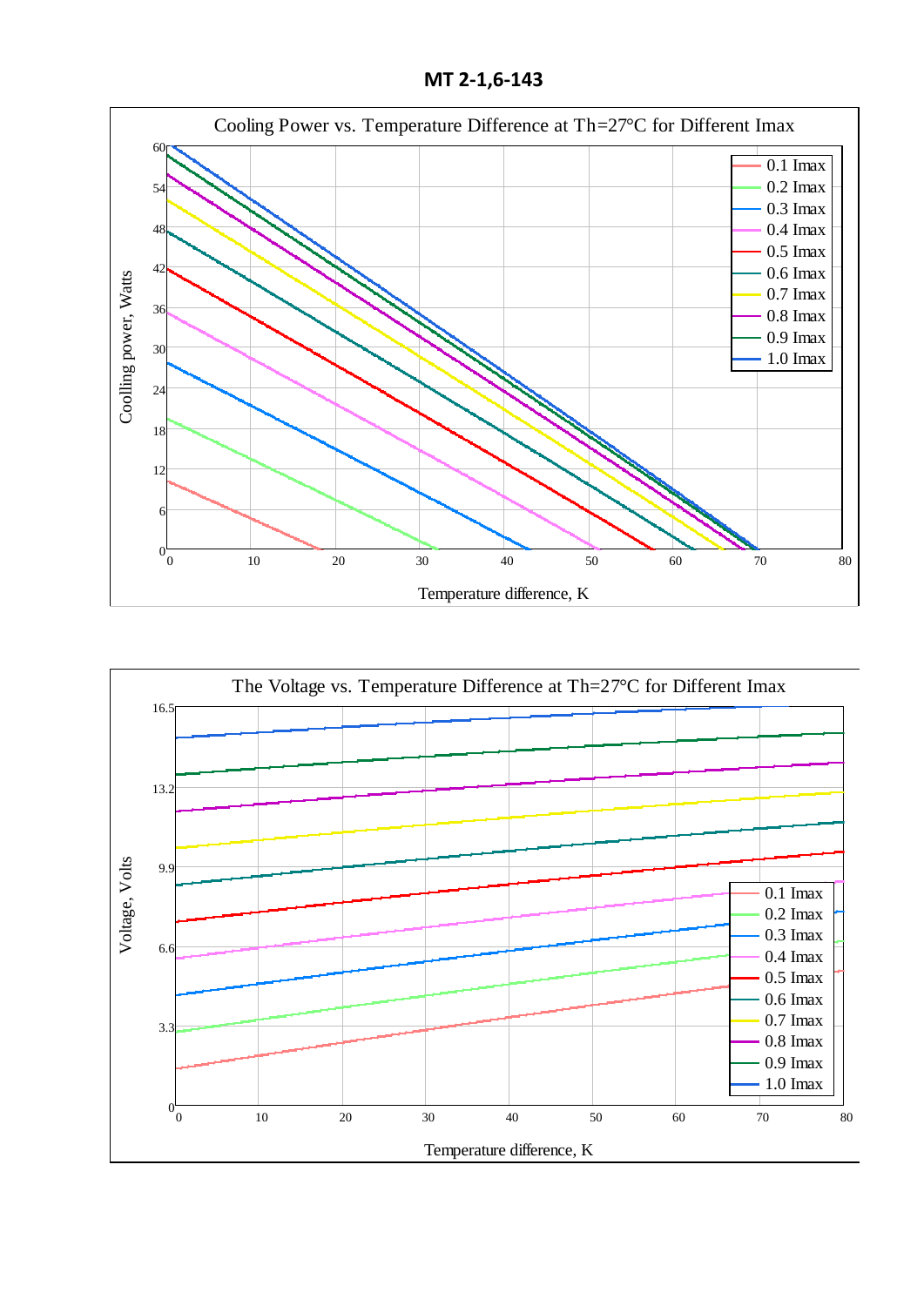# MT 2-1,6-143

Cooling Power vs. Temperature Difference at Th=27°C for Different Imax

Coolling power, Watts

Temperature difference, K

0.1 Imax
0.2 Imax
0.3 Imax
0.4 Imax
0.5 Imax
0.6 Imax
0.7 Imax
0.8 Imax
0.9 Imax
1.0 Imax

The Voltage vs. Temperature Difference at Th=27°C for Different Imax

Voltage, Volts

Temperature difference, K

0.1 Imax
0.2 Imax
0.3 Imax
0.4 Imax
0.5 Imax
0.6 Imax
0.7 Imax
0.8 Imax
0.9 Imax
1.0 Imax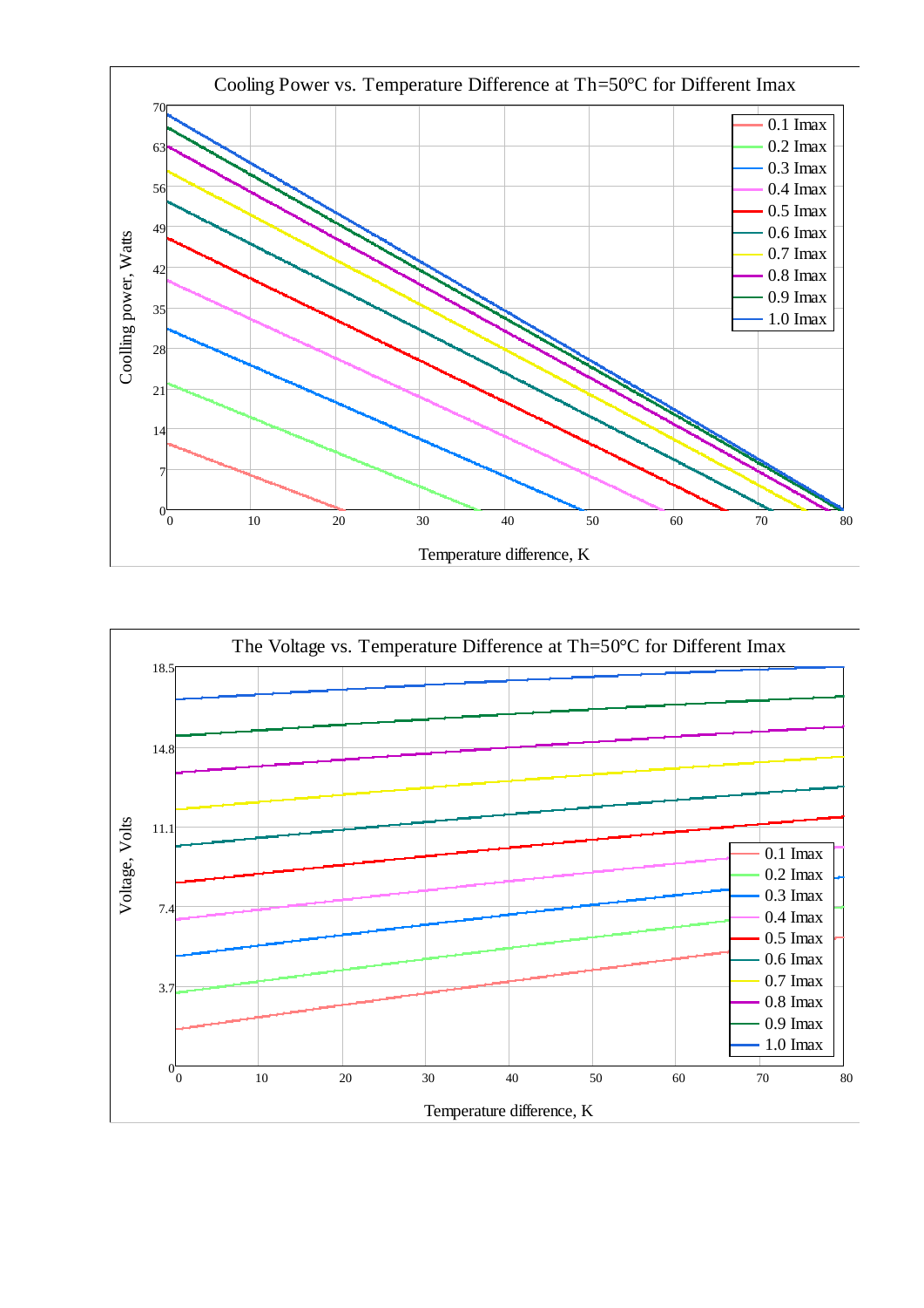Cooling Power vs. Temperature Difference at Th=50°C for Different Imax

Coolling power, Watts

70
63
56
49
42
35
28
21
14
7
0

0
10
20
30
40
50
60
70
80

Temperature difference, K

0.1 Imax
0.2 Imax
0.3 Imax
0.4 Imax
0.5 Imax
0.6 Imax
0.7 Imax
0.8 Imax
0.9 Imax
1.0 Imax

The Voltage vs. Temperature Difference at Th=50°C for Different Imax

Voltage, Volts

18.5
14.8
11.1
7.4
3.7
0

0
10
20
30
40
50
60
70
80

Temperature difference, K

0.1 Imax
0.2 Imax
0.3 Imax
0.4 Imax
0.5 Imax
0.6 Imax
0.7 Imax
0.8 Imax
0.9 Imax
1.0 Imax